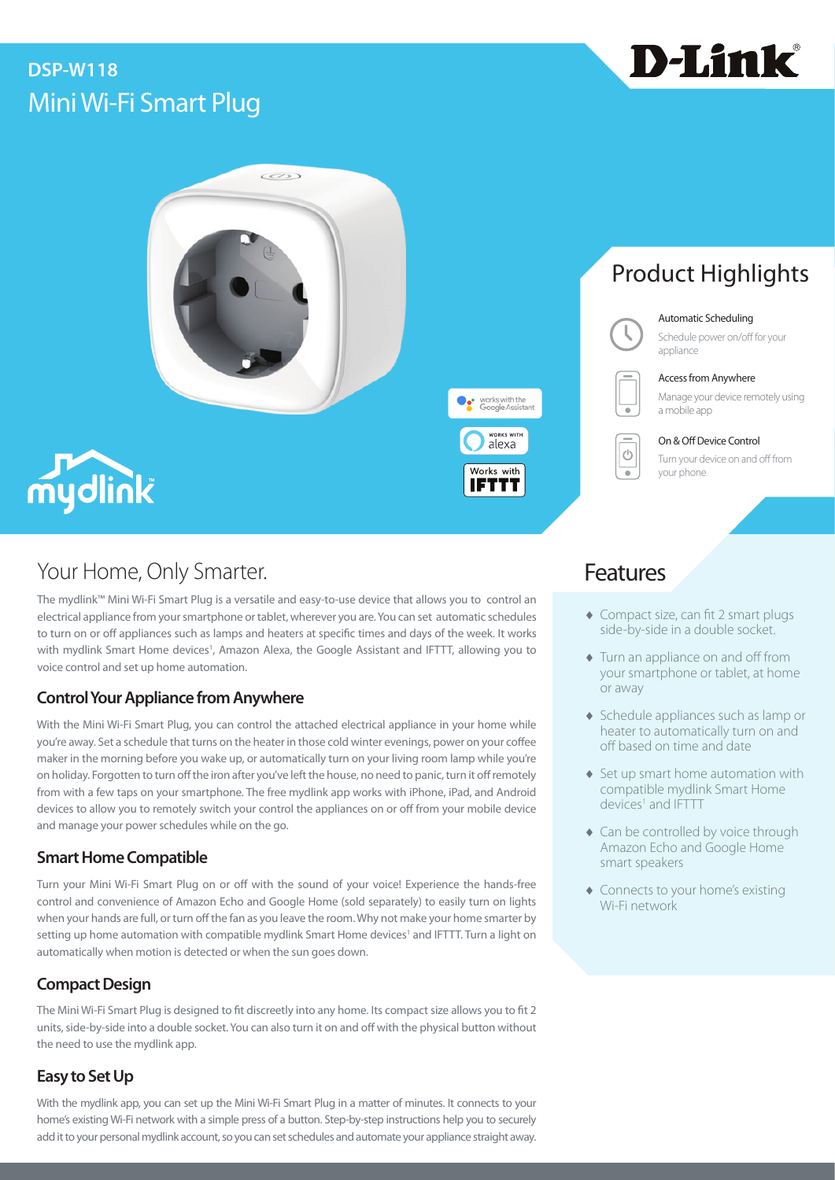**DSP-W118**

# Mini Wi-Fi Smart Plug

## Product Highlights

**Automatic Scheduling**
Schedule power on/off for your appliance

**Access from Anywhere**
Manage your device remotely using a mobile app

**On & Off Device Control**
Turn your device on and off from your phone

## Your Home, Only Smarter.

The mydlink™ Mini Wi-Fi Smart Plug is a versatile and easy-to-use device that allows you to control an electrical appliance from your smartphone or tablet, wherever you are. You can set automatic schedules to turn on or off appliances such as lamps and heaters at specific times and days of the week. It works with mydlink Smart Home devices[1], Amazon Alexa, the Google Assistant and IFTTT, allowing you to voice control and set up home automation.

### Control Your Appliance from Anywhere

With the Mini Wi-Fi Smart Plug, you can control the attached electrical appliance in your home while you're away. Set a schedule that turns on the heater in those cold winter evenings, power on your coffee maker in the morning before you wake up, or automatically turn on your living room lamp while you're on holiday. Forgotten to turn off the iron after you've left the house, no need to panic, turn it off remotely from with a few taps on your smartphone. The free mydlink app works with iPhone, iPad, and Android devices to allow you to remotely switch your control the appliances on or off from your mobile device and manage your power schedules while on the go.

### Smart Home Compatible

Turn your Mini Wi-Fi Smart Plug on or off with the sound of your voice! Experience the hands-free control and convenience of Amazon Echo and Google Home (sold separately) to easily turn on lights when your hands are full, or turn off the fan as you leave the room. Why not make your home smarter by setting up home automation with compatible mydlink Smart Home devices[1] and IFTTT. Turn a light on automatically when motion is detected or when the sun goes down.

### Compact Design

The Mini Wi-Fi Smart Plug is designed to fit discreetly into any home. Its compact size allows you to fit 2 units, side-by-side into a double socket. You can also turn it on and off with the physical button without the need to use the mydlink app.

### Easy to Set Up

With the mydlink app, you can set up the Mini Wi-Fi Smart Plug in a matter of minutes. It connects to your home's existing Wi-Fi network with a simple press of a button. Step-by-step instructions help you to securely add it to your personal mydlink account, so you can set schedules and automate your appliance straight away.

## Features

- Compact size, can fit 2 smart plugs side-by-side in a double socket.
- Turn an appliance on and off from your smartphone or tablet, at home or away
- Schedule appliances such as lamp or heater to automatically turn on and off based on time and date
- Set up smart home automation with compatible mydlink Smart Home devices[1] and IFTTT
- Can be controlled by voice through Amazon Echo and Google Home smart speakers
- Connects to your home's existing Wi-Fi network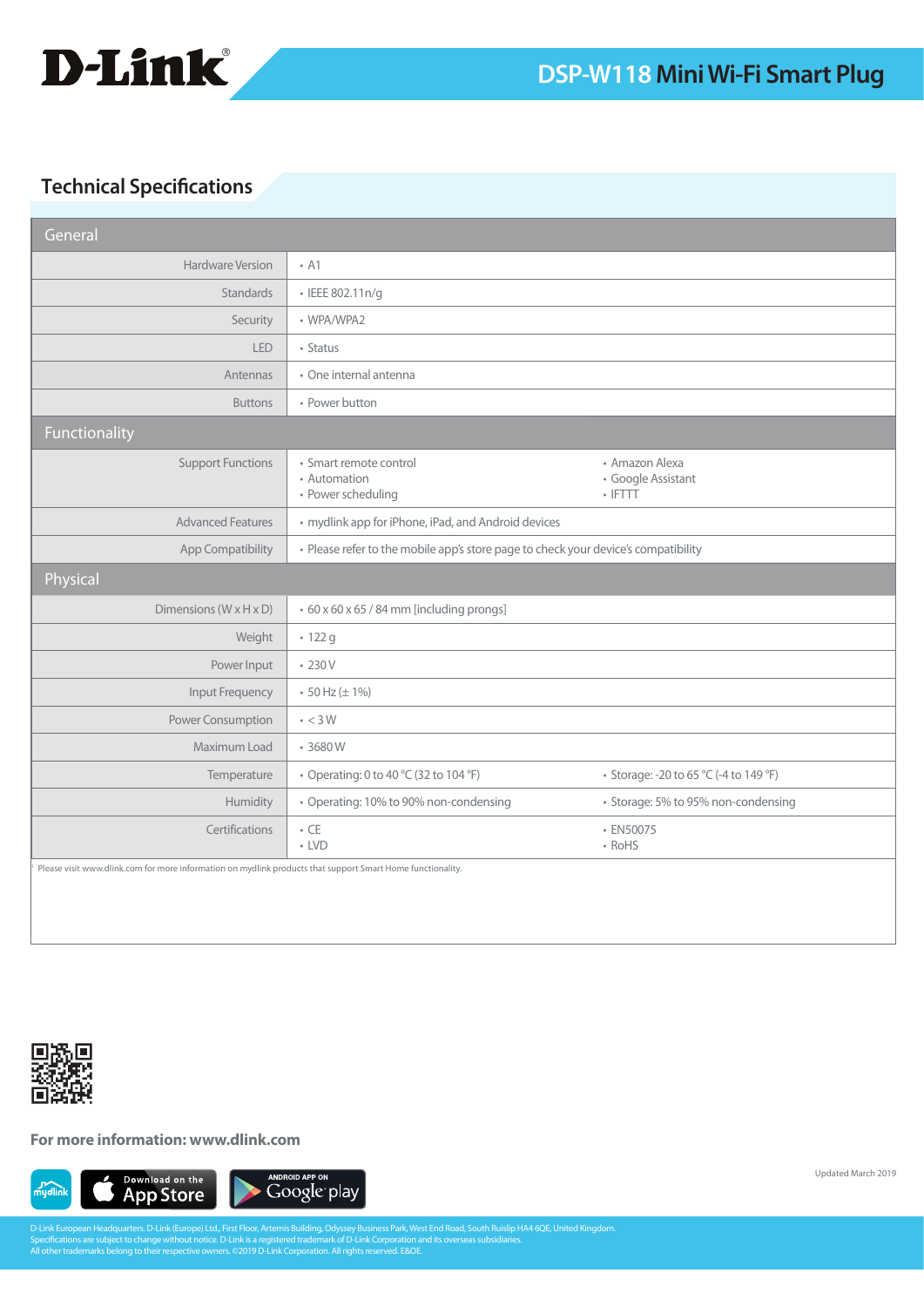# DSP-W118 Mini Wi-Fi Smart Plug

## Technical Specifications

| | | |
|---|---|---|
| **General** | | |
| Hardware Version | • A1 | |
| Standards | • IEEE 802.11n/g | |
| Security | • WPA/WPA2 | |
| LED | • Status | |
| Antennas | • One internal antenna | |
| Buttons | • Power button | |
| **Functionality** | | |
| Support Functions | • Smart remote control<br>• Automation<br>• Power scheduling | • Amazon Alexa<br>• Google Assistant<br>• IFTTT |
| Advanced Features | • mydlink app for iPhone, iPad, and Android devices | |
| App Compatibility | • Please refer to the mobile app's store page to check your device's compatibility | |
| **Physical** | | |
| Dimensions (W x H x D) | • 60 x 60 x 65 / 84 mm [including prongs] | |
| Weight | • 122 g | |
| Power Input | • 230 V | |
| Input Frequency | • 50 Hz (± 1%) | |
| Power Consumption | • < 3 W | |
| Maximum Load | • 3680 W | |
| Temperature | • Operating: 0 to 40 °C (32 to 104 °F) | • Storage: -20 to 65 °C (-4 to 149 °F) |
| Humidity | • Operating: 10% to 90% non-condensing | • Storage: 5% to 95% non-condensing |
| Certifications | • CE<br>• LVD | • EN50075<br>• RoHS |

[1] Please visit www.dlink.com for more information on mydlink products that support Smart Home functionality.

**For more information: www.dlink.com**

Updated March 2019

D-Link European Headquarters. D-Link (Europe) Ltd., First Floor, Artemis Building, Odyssey Business Park, West End Road, South Ruislip HA4 6QE, United Kingdom.
Specifications are subject to change without notice. D-Link is a registered trademark of D-Link Corporation and its overseas subsidiaries.
All other trademarks belong to their respective owners. ©2019 D-Link Corporation. All rights reserved. E&OE.